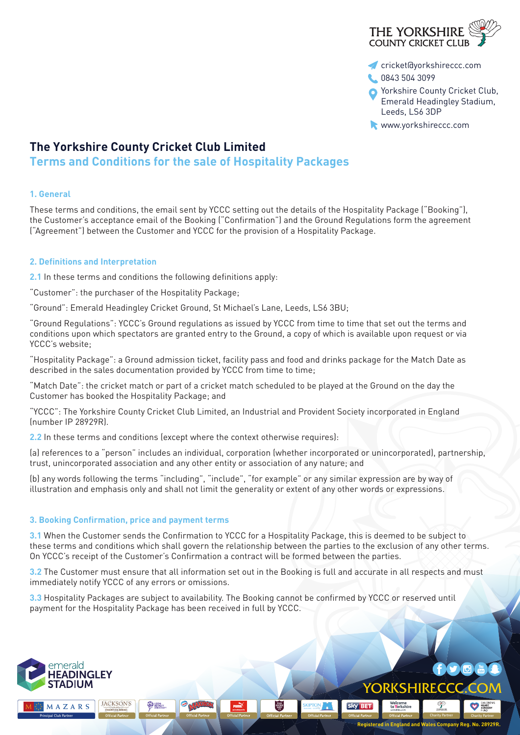THE YORKSHIRE COUNTY CRICKET CLUB

cricket@yorkshireccc.com
0843 504 3099
Yorkshire County Cricket Club, Emerald Headingley Stadium, Leeds, LS6 3DP
www.yorkshireccc.com

# The Yorkshire County Cricket Club Limited

## Terms and Conditions for the sale of Hospitality Packages

### 1. General

These terms and conditions, the email sent by YCCC setting out the details of the Hospitality Package ("Booking"), the Customer's acceptance email of the Booking ("Confirmation") and the Ground Regulations form the agreement ("Agreement") between the Customer and YCCC for the provision of a Hospitality Package.

### 2. Definitions and Interpretation

**2.1** In these terms and conditions the following definitions apply:

"Customer": the purchaser of the Hospitality Package;

"Ground": Emerald Headingley Cricket Ground, St Michael's Lane, Leeds, LS6 3BU;

"Ground Regulations": YCCC's Ground regulations as issued by YCCC from time to time that set out the terms and conditions upon which spectators are granted entry to the Ground, a copy of which is available upon request or via YCCC's website;

"Hospitality Package": a Ground admission ticket, facility pass and food and drinks package for the Match Date as described in the sales documentation provided by YCCC from time to time;

"Match Date": the cricket match or part of a cricket match scheduled to be played at the Ground on the day the Customer has booked the Hospitality Package; and

"YCCC": The Yorkshire County Cricket Club Limited, an Industrial and Provident Society incorporated in England (number IP 28929R).

**2.2** In these terms and conditions (except where the context otherwise requires):

(a) references to a "person" includes an individual, corporation (whether incorporated or unincorporated), partnership, trust, unincorporated association and any other entity or association of any nature; and

(b) any words following the terms "including", "include", "for example" or any similar expression are by way of illustration and emphasis only and shall not limit the generality or extent of any other words or expressions.

### 3. Booking Confirmation, price and payment terms

**3.1** When the Customer sends the Confirmation to YCCC for a Hospitality Package, this is deemed to be subject to these terms and conditions which shall govern the relationship between the parties to the exclusion of any other terms. On YCCC's receipt of the Customer's Confirmation a contract will be formed between the parties.

**3.2** The Customer must ensure that all information set out in the Booking is full and accurate in all respects and must immediately notify YCCC of any errors or omissions.

**3.3** Hospitality Packages are subject to availability. The Booking cannot be confirmed by YCCC or reserved until payment for the Hospitality Package has been received in full by YCCC.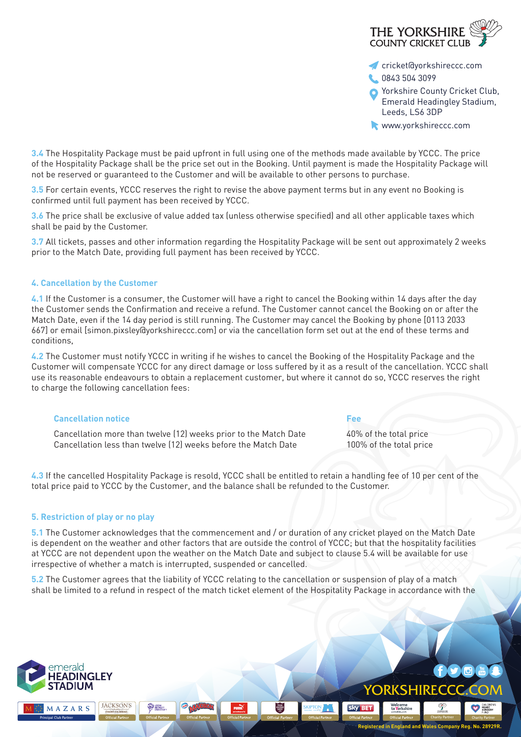**3.4** The Hospitality Package must be paid upfront in full using one of the methods made available by YCCC. The price of the Hospitality Package shall be the price set out in the Booking. Until payment is made the Hospitality Package will not be reserved or guaranteed to the Customer and will be available to other persons to purchase.

**3.5** For certain events, YCCC reserves the right to revise the above payment terms but in any event no Booking is confirmed until full payment has been received by YCCC.

**3.6** The price shall be exclusive of value added tax (unless otherwise specified) and all other applicable taxes which shall be paid by the Customer.

**3.7** All tickets, passes and other information regarding the Hospitality Package will be sent out approximately 2 weeks prior to the Match Date, providing full payment has been received by YCCC.

### 4. Cancellation by the Customer

**4.1** If the Customer is a consumer, the Customer will have a right to cancel the Booking within 14 days after the day the Customer sends the Confirmation and receive a refund. The Customer cannot cancel the Booking on or after the Match Date, even if the 14 day period is still running. The Customer may cancel the Booking by phone [0113 2033 667] or email [simon.pixsley@yorkshireccc.com] or via the cancellation form set out at the end of these terms and conditions,

**4.2** The Customer must notify YCCC in writing if he wishes to cancel the Booking of the Hospitality Package and the Customer will compensate YCCC for any direct damage or loss suffered by it as a result of the cancellation. YCCC shall use its reasonable endeavours to obtain a replacement customer, but where it cannot do so, YCCC reserves the right to charge the following cancellation fees:

| Cancellation notice | Fee |
| --- | --- |
| Cancellation more than twelve (12) weeks prior to the Match Date | 40% of the total price |
| Cancellation less than twelve (12) weeks before the Match Date | 100% of the total price |

**4.3** If the cancelled Hospitality Package is resold, YCCC shall be entitled to retain a handling fee of 10 per cent of the total price paid to YCCC by the Customer, and the balance shall be refunded to the Customer.

### 5. Restriction of play or no play

**5.1** The Customer acknowledges that the commencement and / or duration of any cricket played on the Match Date is dependent on the weather and other factors that are outside the control of YCCC; but that the hospitality facilities at YCCC are not dependent upon the weather on the Match Date and subject to clause 5.4 will be available for use irrespective of whether a match is interrupted, suspended or cancelled.

**5.2** The Customer agrees that the liability of YCCC relating to the cancellation or suspension of play of a match shall be limited to a refund in respect of the match ticket element of the Hospitality Package in accordance with the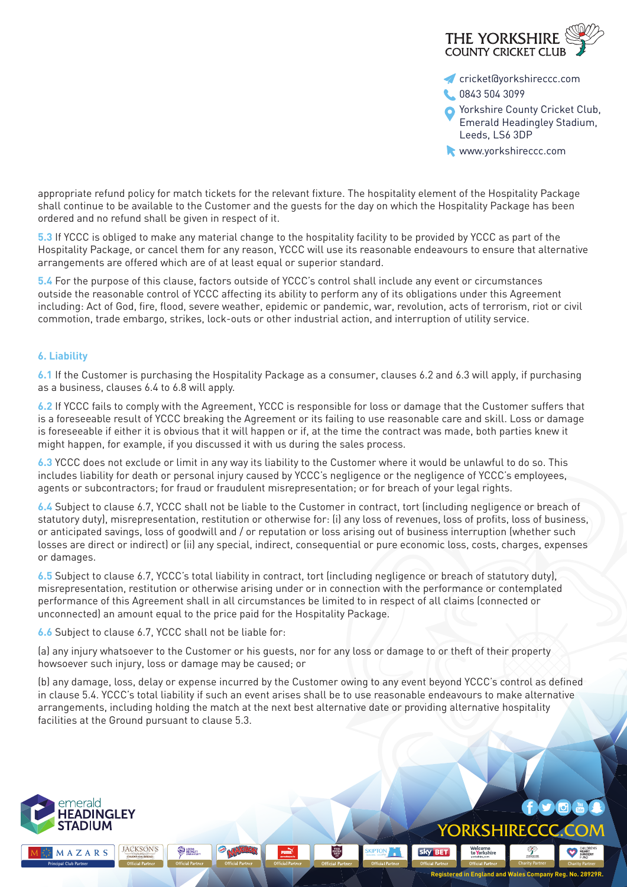appropriate refund policy for match tickets for the relevant fixture. The hospitality element of the Hospitality Package shall continue to be available to the Customer and the guests for the day on which the Hospitality Package has been ordered and no refund shall be given in respect of it.

**5.3** If YCCC is obliged to make any material change to the hospitality facility to be provided by YCCC as part of the Hospitality Package, or cancel them for any reason, YCCC will use its reasonable endeavours to ensure that alternative arrangements are offered which are of at least equal or superior standard.

**5.4** For the purpose of this clause, factors outside of YCCC's control shall include any event or circumstances outside the reasonable control of YCCC affecting its ability to perform any of its obligations under this Agreement including: Act of God, fire, flood, severe weather, epidemic or pandemic, war, revolution, acts of terrorism, riot or civil commotion, trade embargo, strikes, lock-outs or other industrial action, and interruption of utility service.

## 6. Liability

**6.1** If the Customer is purchasing the Hospitality Package as a consumer, clauses 6.2 and 6.3 will apply, if purchasing as a business, clauses 6.4 to 6.8 will apply.

**6.2** If YCCC fails to comply with the Agreement, YCCC is responsible for loss or damage that the Customer suffers that is a foreseeable result of YCCC breaking the Agreement or its failing to use reasonable care and skill. Loss or damage is foreseeable if either it is obvious that it will happen or if, at the time the contract was made, both parties knew it might happen, for example, if you discussed it with us during the sales process.

**6.3** YCCC does not exclude or limit in any way its liability to the Customer where it would be unlawful to do so. This includes liability for death or personal injury caused by YCCC's negligence or the negligence of YCCC's employees, agents or subcontractors; for fraud or fraudulent misrepresentation; or for breach of your legal rights.

**6.4** Subject to clause 6.7, YCCC shall not be liable to the Customer in contract, tort (including negligence or breach of statutory duty), misrepresentation, restitution or otherwise for: (i) any loss of revenues, loss of profits, loss of business, or anticipated savings, loss of goodwill and / or reputation or loss arising out of business interruption (whether such losses are direct or indirect) or (ii) any special, indirect, consequential or pure economic loss, costs, charges, expenses or damages.

**6.5** Subject to clause 6.7, YCCC's total liability in contract, tort (including negligence or breach of statutory duty), misrepresentation, restitution or otherwise arising under or in connection with the performance or contemplated performance of this Agreement shall in all circumstances be limited to in respect of all claims (connected or unconnected) an amount equal to the price paid for the Hospitality Package.

**6.6** Subject to clause 6.7, YCCC shall not be liable for:

(a) any injury whatsoever to the Customer or his guests, nor for any loss or damage to or theft of their property howsoever such injury, loss or damage may be caused; or

(b) any damage, loss, delay or expense incurred by the Customer owing to any event beyond YCCC's control as defined in clause 5.4. YCCC's total liability if such an event arises shall be to use reasonable endeavours to make alternative arrangements, including holding the match at the next best alternative date or providing alternative hospitality facilities at the Ground pursuant to clause 5.3.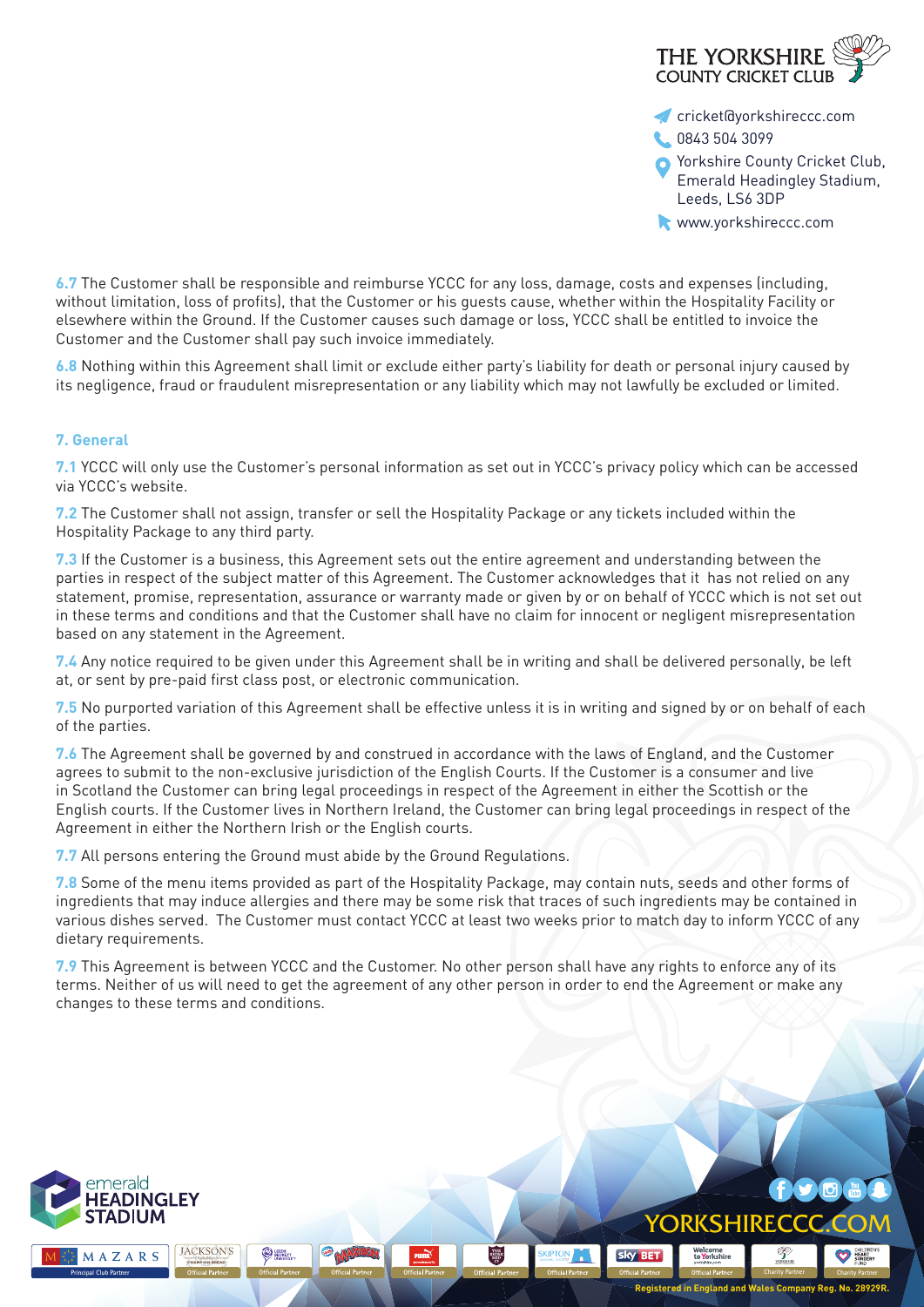6.7 The Customer shall be responsible and reimburse YCCC for any loss, damage, costs and expenses (including, without limitation, loss of profits), that the Customer or his guests cause, whether within the Hospitality Facility or elsewhere within the Ground. If the Customer causes such damage or loss, YCCC shall be entitled to invoice the Customer and the Customer shall pay such invoice immediately.

6.8 Nothing within this Agreement shall limit or exclude either party's liability for death or personal injury caused by its negligence, fraud or fraudulent misrepresentation or any liability which may not lawfully be excluded or limited.

## 7. General

7.1 YCCC will only use the Customer's personal information as set out in YCCC's privacy policy which can be accessed via YCCC's website.

7.2 The Customer shall not assign, transfer or sell the Hospitality Package or any tickets included within the Hospitality Package to any third party.

7.3 If the Customer is a business, this Agreement sets out the entire agreement and understanding between the parties in respect of the subject matter of this Agreement. The Customer acknowledges that it has not relied on any statement, promise, representation, assurance or warranty made or given by or on behalf of YCCC which is not set out in these terms and conditions and that the Customer shall have no claim for innocent or negligent misrepresentation based on any statement in the Agreement.

7.4 Any notice required to be given under this Agreement shall be in writing and shall be delivered personally, be left at, or sent by pre-paid first class post, or electronic communication.

7.5 No purported variation of this Agreement shall be effective unless it is in writing and signed by or on behalf of each of the parties.

7.6 The Agreement shall be governed by and construed in accordance with the laws of England, and the Customer agrees to submit to the non-exclusive jurisdiction of the English Courts. If the Customer is a consumer and live in Scotland the Customer can bring legal proceedings in respect of the Agreement in either the Scottish or the English courts. If the Customer lives in Northern Ireland, the Customer can bring legal proceedings in respect of the Agreement in either the Northern Irish or the English courts.

7.7 All persons entering the Ground must abide by the Ground Regulations.

7.8 Some of the menu items provided as part of the Hospitality Package, may contain nuts, seeds and other forms of ingredients that may induce allergies and there may be some risk that traces of such ingredients may be contained in various dishes served. The Customer must contact YCCC at least two weeks prior to match day to inform YCCC of any dietary requirements.

7.9 This Agreement is between YCCC and the Customer. No other person shall have any rights to enforce any of its terms. Neither of us will need to get the agreement of any other person in order to end the Agreement or make any changes to these terms and conditions.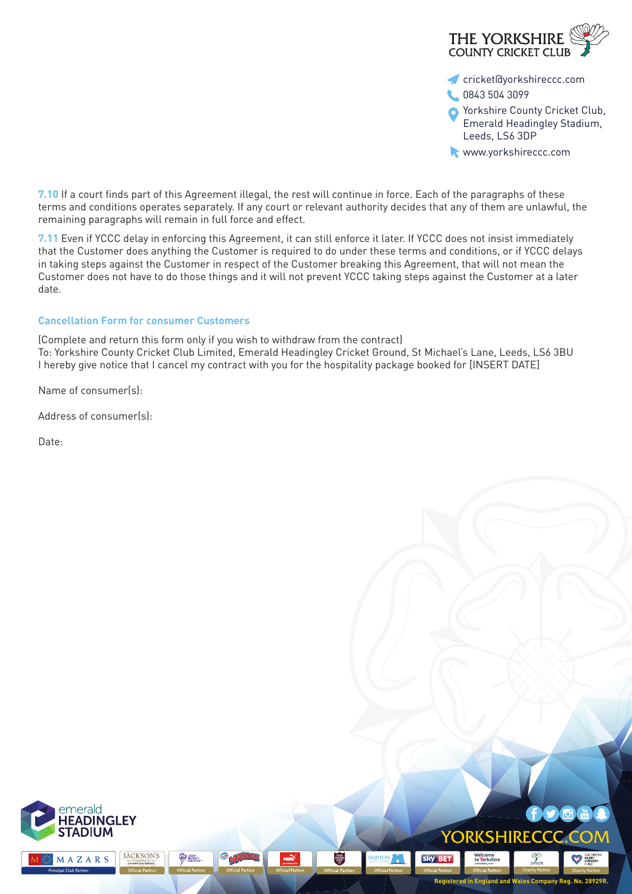**7.10** If a court finds part of this Agreement illegal, the rest will continue in force. Each of the paragraphs of these terms and conditions operates separately. If any court or relevant authority decides that any of them are unlawful, the remaining paragraphs will remain in full force and effect.

**7.11** Even if YCCC delay in enforcing this Agreement, it can still enforce it later. If YCCC does not insist immediately that the Customer does anything the Customer is required to do under these terms and conditions, or if YCCC delays in taking steps against the Customer in respect of the Customer breaking this Agreement, that will not mean the Customer does not have to do those things and it will not prevent YCCC taking steps against the Customer at a later date.

### Cancellation Form for consumer Customers

(Complete and return this form only if you wish to withdraw from the contract)
To: Yorkshire County Cricket Club Limited, Emerald Headingley Cricket Ground, St Michael's Lane, Leeds, LS6 3BU
I hereby give notice that I cancel my contract with you for the hospitality package booked for [INSERT DATE]

Name of consumer(s):

Address of consumer(s):

Date: